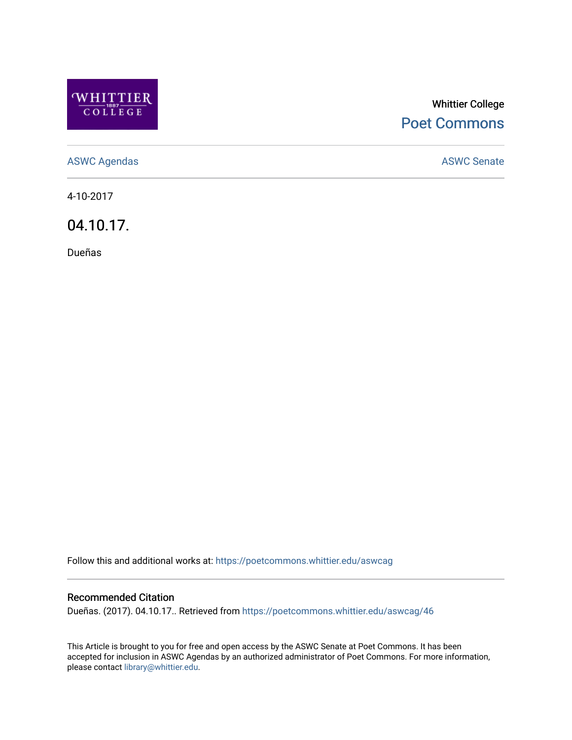Whittier College

Poet Commons

ASWC Agendas

ASWC Senate

4-10-2017

# 04.10.17.

Dueñas

Follow this and additional works at: https://poetcommons.whittier.edu/aswcag

## Recommended Citation

Dueñas. (2017). 04.10.17.. Retrieved from https://poetcommons.whittier.edu/aswcag/46

This Article is brought to you for free and open access by the ASWC Senate at Poet Commons. It has been accepted for inclusion in ASWC Agendas by an authorized administrator of Poet Commons. For more information, please contact library@whittier.edu.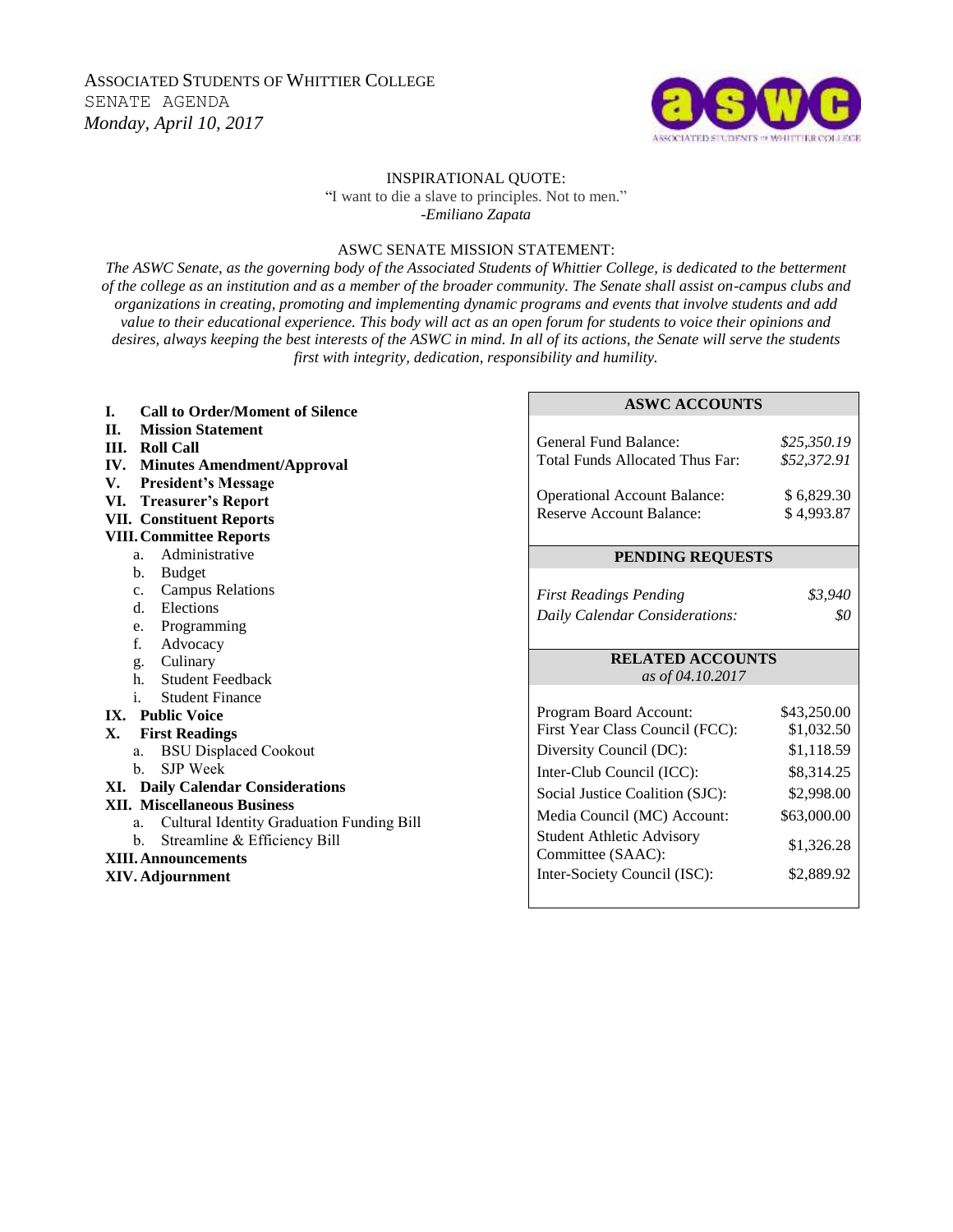ASSOCIATED STUDENTS OF WHITTIER COLLEGE
SENATE AGENDA
*Monday, April 10, 2017*

INSPIRATIONAL QUOTE:
"I want to die a slave to principles. Not to men."
*-Emiliano Zapata*

ASWC SENATE MISSION STATEMENT:
*The ASWC Senate, as the governing body of the Associated Students of Whittier College, is dedicated to the betterment of the college as an institution and as a member of the broader community. The Senate shall assist on-campus clubs and organizations in creating, promoting and implementing dynamic programs and events that involve students and add value to their educational experience. This body will act as an open forum for students to voice their opinions and desires, always keeping the best interests of the ASWC in mind. In all of its actions, the Senate will serve the students first with integrity, dedication, responsibility and humility.*

**I. Call to Order/Moment of Silence**
**II. Mission Statement**
**III. Roll Call**
**IV. Minutes Amendment/Approval**
**V. President's Message**
**VI. Treasurer's Report**
**VII. Constituent Reports**
**VIII. Committee Reports**
  a. Administrative
  b. Budget
  c. Campus Relations
  d. Elections
  e. Programming
  f. Advocacy
  g. Culinary
  h. Student Feedback
  i. Student Finance
**IX. Public Voice**
**X. First Readings**
  a. BSU Displaced Cookout
  b. SJP Week
**XI. Daily Calendar Considerations**
**XII. Miscellaneous Business**
  a. Cultural Identity Graduation Funding Bill
  b. Streamline & Efficiency Bill
**XIII. Announcements**
**XIV. Adjournment**

| **ASWC ACCOUNTS** | |
|---|---|
| General Fund Balance: | *$25,350.19* |
| Total Funds Allocated Thus Far: | *$52,372.91* |
| Operational Account Balance: | $ 6,829.30 |
| Reserve Account Balance: | $ 4,993.87 |
| **PENDING REQUESTS** | |
| *First Readings Pending* | *$3,940* |
| *Daily Calendar Considerations:* | *$0* |
| **RELATED ACCOUNTS** *as of 04.10.2017* | |
| Program Board Account: | $43,250.00 |
| First Year Class Council (FCC): | $1,032.50 |
| Diversity Council (DC): | $1,118.59 |
| Inter-Club Council (ICC): | $8,314.25 |
| Social Justice Coalition (SJC): | $2,998.00 |
| Media Council (MC) Account: | $63,000.00 |
| Student Athletic Advisory Committee (SAAC): | $1,326.28 |
| Inter-Society Council (ISC): | $2,889.92 |